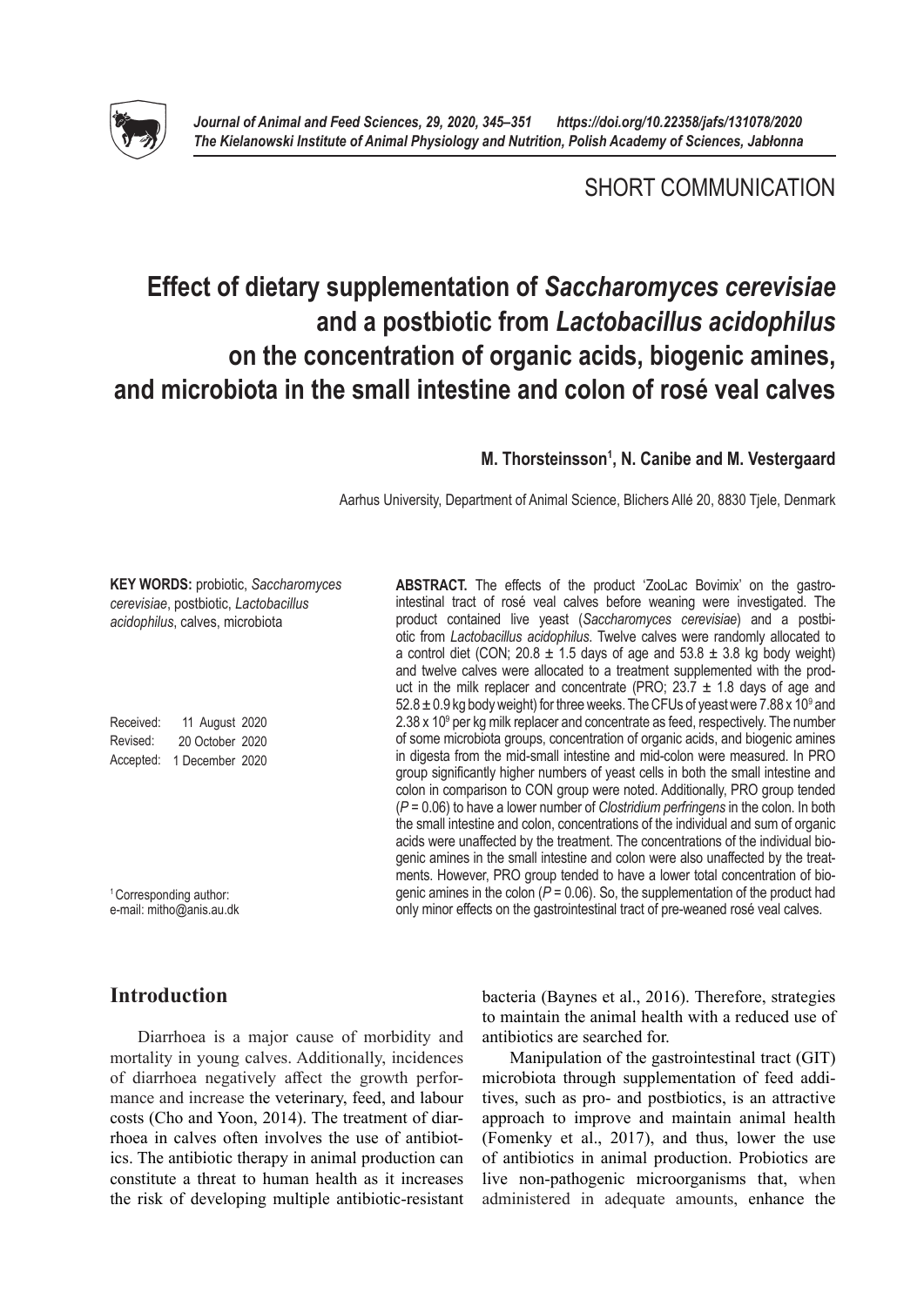SHORT COMMUNICATION

# Effect of dietary supplementation of *Saccharomyces cerevisiae* and a postbiotic from *Lactobacillus acidophilus* on the concentration of organic acids, biogenic amines, and microbiota in the small intestine and colon of rosé veal calves

**M. Thorsteinsson[1], N. Canibe and M. Vestergaard**

Aarhus University, Department of Animal Science, Blichers Allé 20, 8830 Tjele, Denmark

**KEY WORDS:** probiotic, *Saccharomyces cerevisiae*, postbiotic, *Lactobacillus acidophilus*, calves, microbiota

Received: 11 August 2020
Revised: 20 October 2020
Accepted: 1 December 2020

[1] Corresponding author: e-mail: mitho@anis.au.dk

**ABSTRACT.** The effects of the product 'ZooLac Bovimix' on the gastrointestinal tract of rosé veal calves before weaning were investigated. The product contained live yeast (*Saccharomyces cerevisiae*) and a postbiotic from *Lactobacillus acidophilus*. Twelve calves were randomly allocated to a control diet (CON; 20.8 ± 1.5 days of age and 53.8 ± 3.8 kg body weight) and twelve calves were allocated to a treatment supplemented with the product in the milk replacer and concentrate (PRO; 23.7 ± 1.8 days of age and 52.8 ± 0.9 kg body weight) for three weeks. The CFUs of yeast were 7.88 x $10^9$ and 2.38 x $10^9$ per kg milk replacer and concentrate as feed, respectively. The number of some microbiota groups, concentration of organic acids, and biogenic amines in digesta from the mid-small intestine and mid-colon were measured. In PRO group significantly higher numbers of yeast cells in both the small intestine and colon in comparison to CON group were noted. Additionally, PRO group tended ($P = 0.06$) to have a lower number of *Clostridium perfringens* in the colon. In both the small intestine and colon, concentrations of the individual and sum of organic acids were unaffected by the treatment. The concentrations of the individual biogenic amines in the small intestine and colon were also unaffected by the treatments. However, PRO group tended to have a lower total concentration of biogenic amines in the colon ($P = 0.06$). So, the supplementation of the product had only minor effects on the gastrointestinal tract of pre-weaned rosé veal calves.

## Introduction

Diarrhoea is a major cause of morbidity and mortality in young calves. Additionally, incidences of diarrhoea negatively affect the growth performance and increase the veterinary, feed, and labour costs (Cho and Yoon, 2014). The treatment of diarrhoea in calves often involves the use of antibiotics. The antibiotic therapy in animal production can constitute a threat to human health as it increases the risk of developing multiple antibiotic-resistant bacteria (Baynes et al., 2016). Therefore, strategies to maintain the animal health with a reduced use of antibiotics are searched for.

Manipulation of the gastrointestinal tract (GIT) microbiota through supplementation of feed additives, such as pro- and postbiotics, is an attractive approach to improve and maintain animal health (Fomenky et al., 2017), and thus, lower the use of antibiotics in animal production. Probiotics are live non-pathogenic microorganisms that, when administered in adequate amounts, enhance the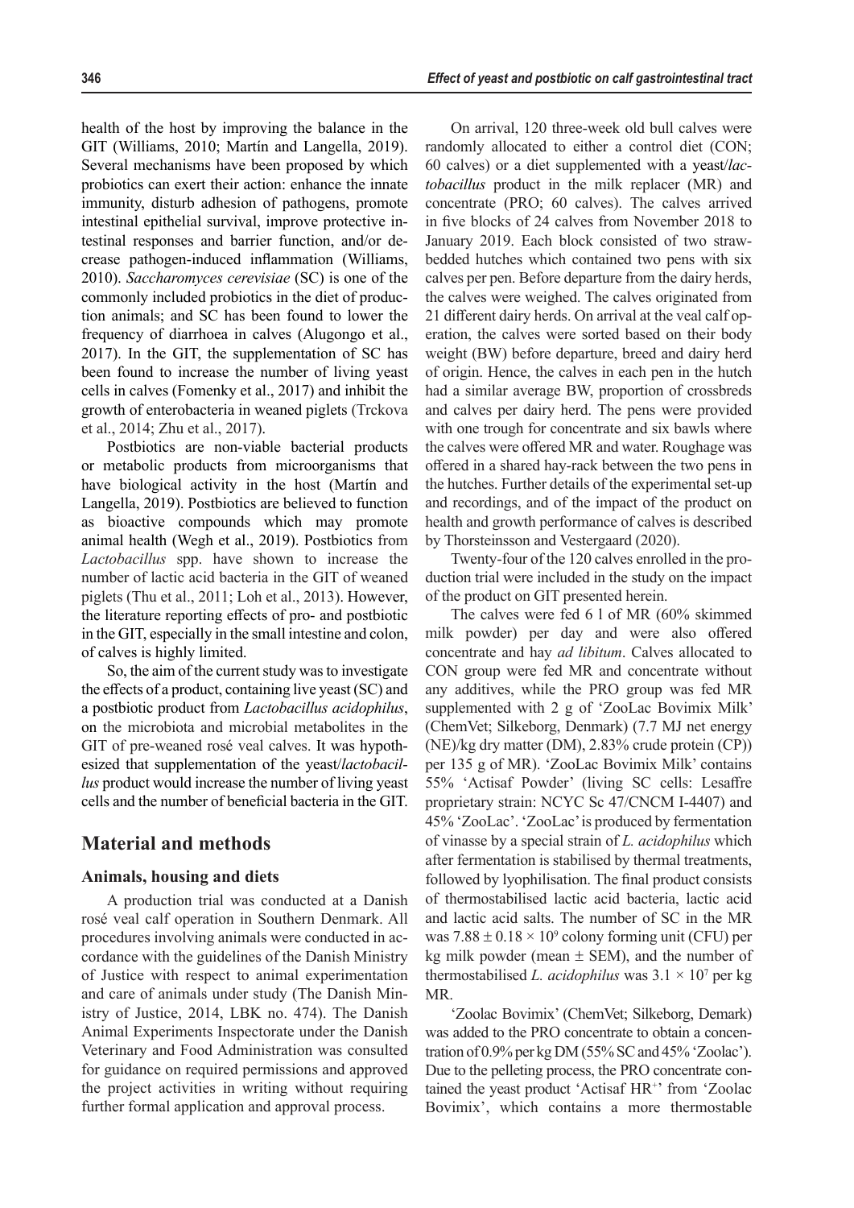health of the host by improving the balance in the GIT (Williams, 2010; Martín and Langella, 2019). Several mechanisms have been proposed by which probiotics can exert their action: enhance the innate immunity, disturb adhesion of pathogens, promote intestinal epithelial survival, improve protective intestinal responses and barrier function, and/or decrease pathogen-induced inflammation (Williams, 2010). *Saccharomyces cerevisiae* (SC) is one of the commonly included probiotics in the diet of production animals; and SC has been found to lower the frequency of diarrhoea in calves (Alugongo et al., 2017). In the GIT, the supplementation of SC has been found to increase the number of living yeast cells in calves (Fomenky et al., 2017) and inhibit the growth of enterobacteria in weaned piglets (Trckova et al., 2014; Zhu et al., 2017).

Postbiotics are non-viable bacterial products or metabolic products from microorganisms that have biological activity in the host (Martín and Langella, 2019). Postbiotics are believed to function as bioactive compounds which may promote animal health (Wegh et al., 2019). Postbiotics from *Lactobacillus* spp. have shown to increase the number of lactic acid bacteria in the GIT of weaned piglets (Thu et al., 2011; Loh et al., 2013). However, the literature reporting effects of pro- and postbiotic in the GIT, especially in the small intestine and colon, of calves is highly limited.

So, the aim of the current study was to investigate the effects of a product, containing live yeast (SC) and a postbiotic product from *Lactobacillus acidophilus*, on the microbiota and microbial metabolites in the GIT of pre-weaned rosé veal calves. It was hypothesized that supplementation of the yeast/*lactobacillus* product would increase the number of living yeast cells and the number of beneficial bacteria in the GIT.

## Material and methods

### Animals, housing and diets

A production trial was conducted at a Danish rosé veal calf operation in Southern Denmark. All procedures involving animals were conducted in accordance with the guidelines of the Danish Ministry of Justice with respect to animal experimentation and care of animals under study (The Danish Ministry of Justice, 2014, LBK no. 474). The Danish Animal Experiments Inspectorate under the Danish Veterinary and Food Administration was consulted for guidance on required permissions and approved the project activities in writing without requiring further formal application and approval process.

On arrival, 120 three-week old bull calves were randomly allocated to either a control diet (CON; 60 calves) or a diet supplemented with a yeast/*lactobacillus* product in the milk replacer (MR) and concentrate (PRO; 60 calves). The calves arrived in five blocks of 24 calves from November 2018 to January 2019. Each block consisted of two straw-bedded hutches which contained two pens with six calves per pen. Before departure from the dairy herds, the calves were weighed. The calves originated from 21 different dairy herds. On arrival at the veal calf operation, the calves were sorted based on their body weight (BW) before departure, breed and dairy herd of origin. Hence, the calves in each pen in the hutch had a similar average BW, proportion of crossbreds and calves per dairy herd. The pens were provided with one trough for concentrate and six bawls where the calves were offered MR and water. Roughage was offered in a shared hay-rack between the two pens in the hutches. Further details of the experimental set-up and recordings, and of the impact of the product on health and growth performance of calves is described by Thorsteinsson and Vestergaard (2020).

Twenty-four of the 120 calves enrolled in the production trial were included in the study on the impact of the product on GIT presented herein.

The calves were fed 6 l of MR (60% skimmed milk powder) per day and were also offered concentrate and hay *ad libitum*. Calves allocated to CON group were fed MR and concentrate without any additives, while the PRO group was fed MR supplemented with 2 g of 'ZooLac Bovimix Milk' (ChemVet; Silkeborg, Denmark) (7.7 MJ net energy (NE)/kg dry matter (DM), 2.83% crude protein (CP)) per 135 g of MR). 'ZooLac Bovimix Milk' contains 55% 'Actisaf Powder' (living SC cells: Lesaffre proprietary strain: NCYC Sc 47/CNCM I-4407) and 45% 'ZooLac'. 'ZooLac' is produced by fermentation of vinasse by a special strain of *L. acidophilus* which after fermentation is stabilised by thermal treatments, followed by lyophilisation. The final product consists of thermostabilised lactic acid bacteria, lactic acid and lactic acid salts. The number of SC in the MR was $7.88 \pm 0.18 \times 10^9$ colony forming unit (CFU) per kg milk powder (mean ± SEM), and the number of thermostabilised *L. acidophilus* was $3.1 \times 10^7$ per kg MR.

'Zoolac Bovimix' (ChemVet; Silkeborg, Demark) was added to the PRO concentrate to obtain a concentration of 0.9% per kg DM (55% SC and 45% 'Zoolac'). Due to the pelleting process, the PRO concentrate contained the yeast product 'Actisaf HR$^+$' from 'Zoolac Bovimix', which contains a more thermostable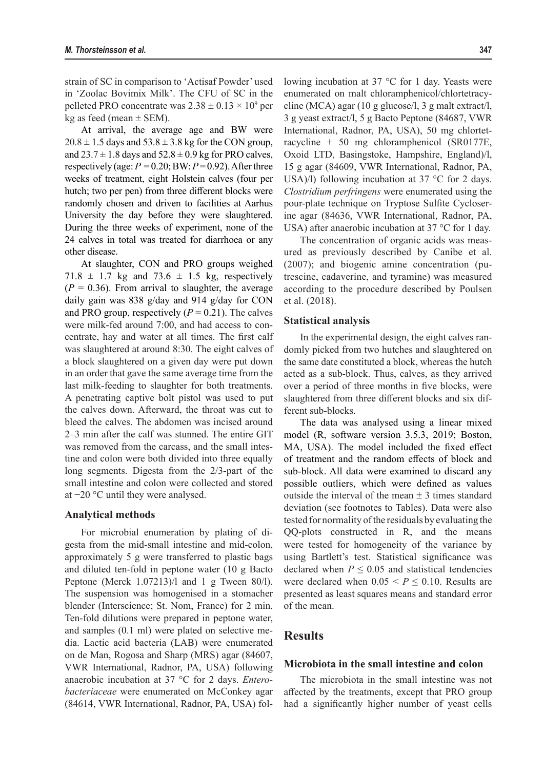strain of SC in comparison to 'Actisaf Powder' used in 'Zoolac Bovimix Milk'. The CFU of SC in the pelleted PRO concentrate was $2.38 \pm 0.13 \times 10^9$ per kg as feed (mean ± SEM).

At arrival, the average age and BW were $20.8 \pm 1.5$ days and $53.8 \pm 3.8$ kg for the CON group, and $23.7 \pm 1.8$ days and $52.8 \pm 0.9$ kg for PRO calves, respectively (age: $P = 0.20$; BW: $P = 0.92$). After three weeks of treatment, eight Holstein calves (four per hutch; two per pen) from three different blocks were randomly chosen and driven to facilities at Aarhus University the day before they were slaughtered. During the three weeks of experiment, none of the 24 calves in total was treated for diarrhoea or any other disease.

At slaughter, CON and PRO groups weighed $71.8 \pm 1.7$ kg and $73.6 \pm 1.5$ kg, respectively ($P = 0.36$). From arrival to slaughter, the average daily gain was 838 g/day and 914 g/day for CON and PRO group, respectively ($P = 0.21$). The calves were milk-fed around 7:00, and had access to concentrate, hay and water at all times. The first calf was slaughtered at around 8:30. The eight calves of a block slaughtered on a given day were put down in an order that gave the same average time from the last milk-feeding to slaughter for both treatments. A penetrating captive bolt pistol was used to put the calves down. Afterward, the throat was cut to bleed the calves. The abdomen was incised around 2–3 min after the calf was stunned. The entire GIT was removed from the carcass, and the small intestine and colon were both divided into three equally long segments. Digesta from the 2/3-part of the small intestine and colon were collected and stored at −20 °C until they were analysed.

### Analytical methods

For microbial enumeration by plating of digesta from the mid-small intestine and mid-colon, approximately 5 g were transferred to plastic bags and diluted ten-fold in peptone water (10 g Bacto Peptone (Merck 1.07213)/l and 1 g Tween 80/l). The suspension was homogenised in a stomacher blender (Interscience; St. Nom, France) for 2 min. Ten-fold dilutions were prepared in peptone water, and samples (0.1 ml) were plated on selective media. Lactic acid bacteria (LAB) were enumerated on de Man, Rogosa and Sharp (MRS) agar (84607, VWR International, Radnor, PA, USA) following anaerobic incubation at 37 °C for 2 days. *Enterobacteriaceae* were enumerated on McConkey agar (84614, VWR International, Radnor, PA, USA) following incubation at 37 °C for 1 day. Yeasts were enumerated on malt chloramphenicol/chlortetracycline (MCA) agar (10 g glucose/l, 3 g malt extract/l, 3 g yeast extract/l, 5 g Bacto Peptone (84687, VWR International, Radnor, PA, USA), 50 mg chlortetracycline + 50 mg chloramphenicol (SR0177E, Oxoid LTD, Basingstoke, Hampshire, England)/l, 15 g agar (84609, VWR International, Radnor, PA, USA)/l) following incubation at 37 °C for 2 days. *Clostridium perfringens* were enumerated using the pour-plate technique on Tryptose Sulfite Cycloserine agar (84636, VWR International, Radnor, PA, USA) after anaerobic incubation at 37 °C for 1 day.

The concentration of organic acids was measured as previously described by Canibe et al. (2007); and biogenic amine concentration (putrescine, cadaverine, and tyramine) was measured according to the procedure described by Poulsen et al. (2018).

### Statistical analysis

In the experimental design, the eight calves randomly picked from two hutches and slaughtered on the same date constituted a block, whereas the hutch acted as a sub-block. Thus, calves, as they arrived over a period of three months in five blocks, were slaughtered from three different blocks and six different sub-blocks.

The data was analysed using a linear mixed model (R, software version 3.5.3, 2019; Boston, MA, USA). The model included the fixed effect of treatment and the random effects of block and sub-block. All data were examined to discard any possible outliers, which were defined as values outside the interval of the mean ± 3 times standard deviation (see footnotes to Tables). Data were also tested for normality of the residuals by evaluating the QQ-plots constructed in R, and the means were tested for homogeneity of the variance by using Bartlett's test. Statistical significance was declared when $P \leq 0.05$ and statistical tendencies were declared when $0.05 < P \leq 0.10$. Results are presented as least squares means and standard error of the mean.

## Results

### Microbiota in the small intestine and colon

The microbiota in the small intestine was not affected by the treatments, except that PRO group had a significantly higher number of yeast cells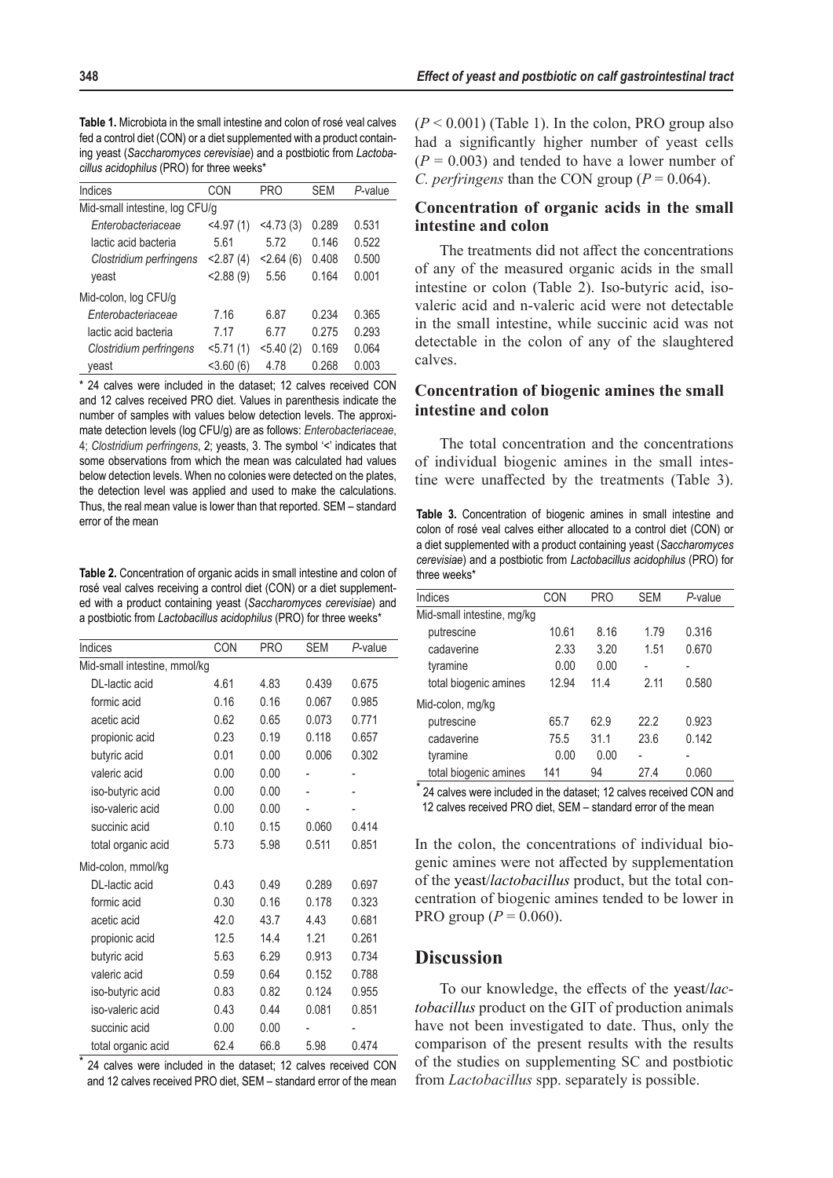**Table 1.** Microbiota in the small intestine and colon of rosé veal calves fed a control diet (CON) or a diet supplemented with a product containing yeast (*Saccharomyces cerevisiae*) and a postbiotic from *Lactobacillus acidophilus* (PRO) for three weeks*

| Indices | CON | PRO | SEM | *P*-value |
|---|---|---|---|---|
| Mid-small intestine, log CFU/g | | | | |
| *Enterobacteriaceae* | <4.97 (1) | <4.73 (3) | 0.289 | 0.531 |
| lactic acid bacteria | 5.61 | 5.72 | 0.146 | 0.522 |
| *Clostridium perfringens* | <2.87 (4) | <2.64 (6) | 0.408 | 0.500 |
| yeast | <2.88 (9) | 5.56 | 0.164 | 0.001 |
| Mid-colon, log CFU/g | | | | |
| *Enterobacteriaceae* | 7.16 | 6.87 | 0.234 | 0.365 |
| lactic acid bacteria | 7.17 | 6.77 | 0.275 | 0.293 |
| *Clostridium perfringens* | <5.71 (1) | <5.40 (2) | 0.169 | 0.064 |
| yeast | <3.60 (6) | 4.78 | 0.268 | 0.003 |

\* 24 calves were included in the dataset; 12 calves received CON and 12 calves received PRO diet. Values in parenthesis indicate the number of samples with values below detection levels. The approximate detection levels (log CFU/g) are as follows: *Enterobacteriaceae,* 4; *Clostridium perfringens*, 2; yeasts, 3. The symbol '<' indicates that some observations from which the mean was calculated had values below detection levels. When no colonies were detected on the plates, the detection level was applied and used to make the calculations. Thus, the real mean value is lower than that reported. SEM – standard error of the mean

**Table 2.** Concentration of organic acids in small intestine and colon of rosé veal calves receiving a control diet (CON) or a diet supplemented with a product containing yeast (*Saccharomyces cerevisiae*) and a postbiotic from *Lactobacillus acidophilus* (PRO) for three weeks*

| Indices | CON | PRO | SEM | *P*-value |
|---|---|---|---|---|
| Mid-small intestine, mmol/kg | | | | |
| DL-lactic acid | 4.61 | 4.83 | 0.439 | 0.675 |
| formic acid | 0.16 | 0.16 | 0.067 | 0.985 |
| acetic acid | 0.62 | 0.65 | 0.073 | 0.771 |
| propionic acid | 0.23 | 0.19 | 0.118 | 0.657 |
| butyric acid | 0.01 | 0.00 | 0.006 | 0.302 |
| valeric acid | 0.00 | 0.00 | - | - |
| iso-butyric acid | 0.00 | 0.00 | - | - |
| iso-valeric acid | 0.00 | 0.00 | - | - |
| succinic acid | 0.10 | 0.15 | 0.060 | 0.414 |
| total organic acid | 5.73 | 5.98 | 0.511 | 0.851 |
| Mid-colon, mmol/kg | | | | |
| DL-lactic acid | 0.43 | 0.49 | 0.289 | 0.697 |
| formic acid | 0.30 | 0.16 | 0.178 | 0.323 |
| acetic acid | 42.0 | 43.7 | 4.43 | 0.681 |
| propionic acid | 12.5 | 14.4 | 1.21 | 0.261 |
| butyric acid | 5.63 | 6.29 | 0.913 | 0.734 |
| valeric acid | 0.59 | 0.64 | 0.152 | 0.788 |
| iso-butyric acid | 0.83 | 0.82 | 0.124 | 0.955 |
| iso-valeric acid | 0.43 | 0.44 | 0.081 | 0.851 |
| succinic acid | 0.00 | 0.00 | - | - |
| total organic acid | 62.4 | 66.8 | 5.98 | 0.474 |

\* 24 calves were included in the dataset; 12 calves received CON and 12 calves received PRO diet, SEM – standard error of the mean

($P < 0.001$) (Table 1). In the colon, PRO group also had a significantly higher number of yeast cells ($P = 0.003$) and tended to have a lower number of *C. perfringens* than the CON group ($P = 0.064$).

### Concentration of organic acids in the small intestine and colon

The treatments did not affect the concentrations of any of the measured organic acids in the small intestine or colon (Table 2). Iso-butyric acid, iso-valeric acid and n-valeric acid were not detectable in the small intestine, while succinic acid was not detectable in the colon of any of the slaughtered calves.

### Concentration of biogenic amines the small intestine and colon

The total concentration and the concentrations of individual biogenic amines in the small intestine were unaffected by the treatments (Table 3).

**Table 3.** Concentration of biogenic amines in small intestine and colon of rosé veal calves either allocated to a control diet (CON) or a diet supplemented with a product containing yeast (*Saccharomyces cerevisiae*) and a postbiotic from *Lactobacillus acidophilus* (PRO) for three weeks*

| Indices | CON | PRO | SEM | *P*-value |
|---|---|---|---|---|
| Mid-small intestine, mg/kg | | | | |
| putrescine | 10.61 | 8.16 | 1.79 | 0.316 |
| cadaverine | 2.33 | 3.20 | 1.51 | 0.670 |
| tyramine | 0.00 | 0.00 | - | - |
| total biogenic amines | 12.94 | 11.4 | 2.11 | 0.580 |
| Mid-colon, mg/kg | | | | |
| putrescine | 65.7 | 62.9 | 22.2 | 0.923 |
| cadaverine | 75.5 | 31.1 | 23.6 | 0.142 |
| tyramine | 0.00 | 0.00 | - | - |
| total biogenic amines | 141 | 94 | 27.4 | 0.060 |

\* 24 calves were included in the dataset; 12 calves received CON and 12 calves received PRO diet, SEM – standard error of the mean

In the colon, the concentrations of individual biogenic amines were not affected by supplementation of the yeast/*lactobacillus* product, but the total concentration of biogenic amines tended to be lower in PRO group ($P = 0.060$).

## Discussion

To our knowledge, the effects of the yeast/*lactobacillus* product on the GIT of production animals have not been investigated to date. Thus, only the comparison of the present results with the results of the studies on supplementing SC and postbiotic from *Lactobacillus* spp. separately is possible.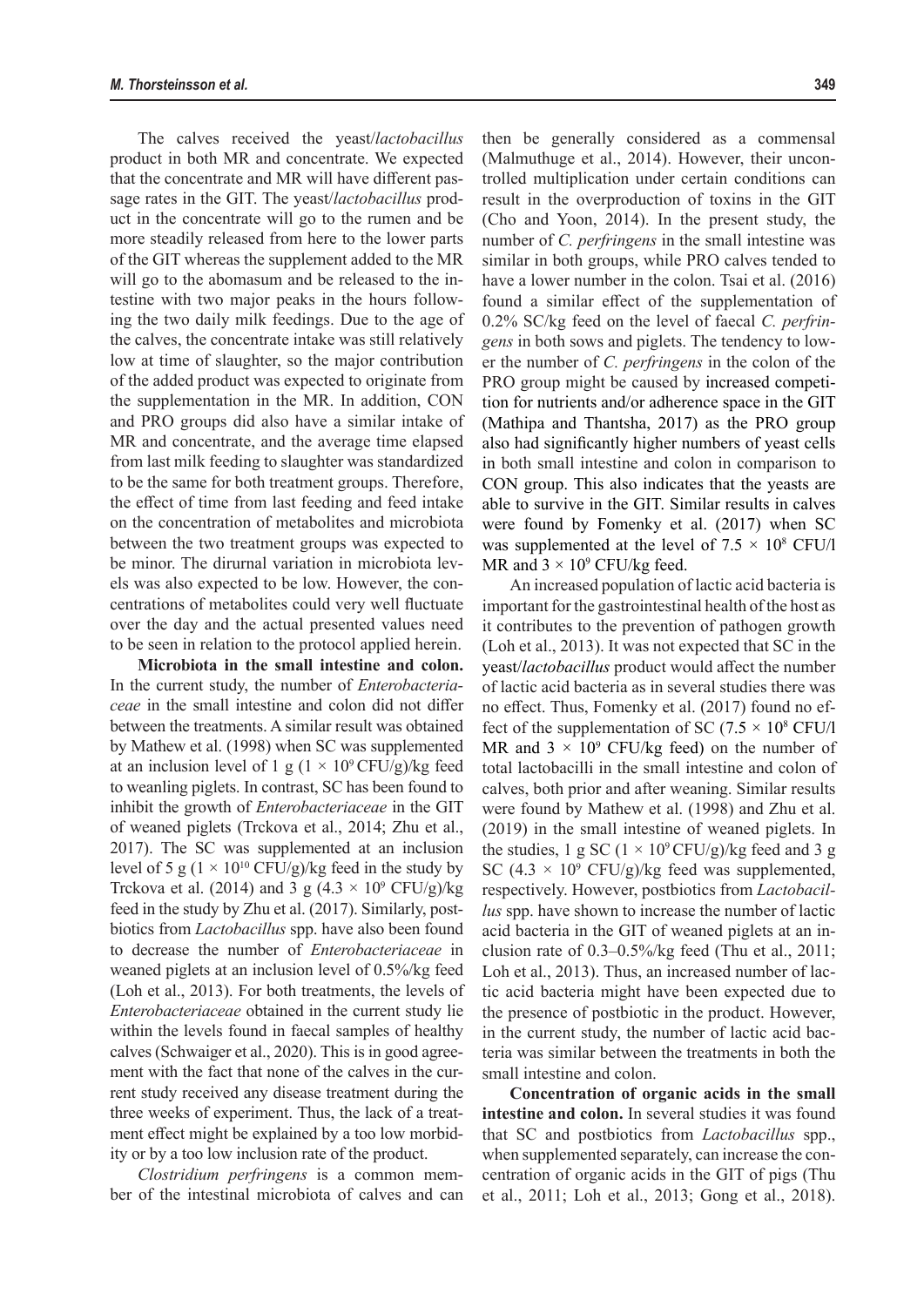The calves received the yeast/*lactobacillus* product in both MR and concentrate. We expected that the concentrate and MR will have different passage rates in the GIT. The yeast/*lactobacillus* product in the concentrate will go to the rumen and be more steadily released from here to the lower parts of the GIT whereas the supplement added to the MR will go to the abomasum and be released to the intestine with two major peaks in the hours following the two daily milk feedings. Due to the age of the calves, the concentrate intake was still relatively low at time of slaughter, so the major contribution of the added product was expected to originate from the supplementation in the MR. In addition, CON and PRO groups did also have a similar intake of MR and concentrate, and the average time elapsed from last milk feeding to slaughter was standardized to be the same for both treatment groups. Therefore, the effect of time from last feeding and feed intake on the concentration of metabolites and microbiota between the two treatment groups was expected to be minor. The dirurnal variation in microbiota levels was also expected to be low. However, the concentrations of metabolites could very well fluctuate over the day and the actual presented values need to be seen in relation to the protocol applied herein.

**Microbiota in the small intestine and colon.** In the current study, the number of *Enterobacteriaceae* in the small intestine and colon did not differ between the treatments. A similar result was obtained by Mathew et al. (1998) when SC was supplemented at an inclusion level of 1 g ($1 \times 10^9$ CFU/g)/kg feed to weanling piglets. In contrast, SC has been found to inhibit the growth of *Enterobacteriaceae* in the GIT of weaned piglets (Trckova et al., 2014; Zhu et al., 2017). The SC was supplemented at an inclusion level of 5 g ($1 \times 10^{10}$ CFU/g)/kg feed in the study by Trckova et al. (2014) and 3 g ($4.3 \times 10^9$ CFU/g)/kg feed in the study by Zhu et al. (2017). Similarly, postbiotics from *Lactobacillus* spp. have also been found to decrease the number of *Enterobacteriaceae* in weaned piglets at an inclusion level of 0.5%/kg feed (Loh et al., 2013). For both treatments, the levels of *Enterobacteriaceae* obtained in the current study lie within the levels found in faecal samples of healthy calves (Schwaiger et al., 2020). This is in good agreement with the fact that none of the calves in the current study received any disease treatment during the three weeks of experiment. Thus, the lack of a treatment effect might be explained by a too low morbidity or by a too low inclusion rate of the product.

*Clostridium perfringens* is a common member of the intestinal microbiota of calves and can then be generally considered as a commensal (Malmuthuge et al., 2014). However, their uncontrolled multiplication under certain conditions can result in the overproduction of toxins in the GIT (Cho and Yoon, 2014). In the present study, the number of *C. perfringens* in the small intestine was similar in both groups, while PRO calves tended to have a lower number in the colon. Tsai et al. (2016) found a similar effect of the supplementation of 0.2% SC/kg feed on the level of faecal *C. perfringens* in both sows and piglets. The tendency to lower the number of *C. perfringens* in the colon of the PRO group might be caused by increased competition for nutrients and/or adherence space in the GIT (Mathipa and Thantsha, 2017) as the PRO group also had significantly higher numbers of yeast cells in both small intestine and colon in comparison to CON group. This also indicates that the yeasts are able to survive in the GIT. Similar results in calves were found by Fomenky et al. (2017) when SC was supplemented at the level of $7.5 \times 10^8$ CFU/l MR and $3 \times 10^9$ CFU/kg feed.

An increased population of lactic acid bacteria is important for the gastrointestinal health of the host as it contributes to the prevention of pathogen growth (Loh et al., 2013). It was not expected that SC in the yeast/*lactobacillus* product would affect the number of lactic acid bacteria as in several studies there was no effect. Thus, Fomenky et al. (2017) found no effect of the supplementation of SC ($7.5 \times 10^8$ CFU/l MR and $3 \times 10^9$ CFU/kg feed) on the number of total lactobacilli in the small intestine and colon of calves, both prior and after weaning. Similar results were found by Mathew et al. (1998) and Zhu et al. (2019) in the small intestine of weaned piglets. In the studies, 1 g SC ($1 \times 10^9$ CFU/g)/kg feed and 3 g SC ($4.3 \times 10^9$ CFU/g)/kg feed was supplemented, respectively. However, postbiotics from *Lactobacillus* spp. have shown to increase the number of lactic acid bacteria in the GIT of weaned piglets at an inclusion rate of 0.3–0.5%/kg feed (Thu et al., 2011; Loh et al., 2013). Thus, an increased number of lactic acid bacteria might have been expected due to the presence of postbiotic in the product. However, in the current study, the number of lactic acid bacteria was similar between the treatments in both the small intestine and colon.

**Concentration of organic acids in the small intestine and colon.** In several studies it was found that SC and postbiotics from *Lactobacillus* spp., when supplemented separately, can increase the concentration of organic acids in the GIT of pigs (Thu et al., 2011; Loh et al., 2013; Gong et al., 2018).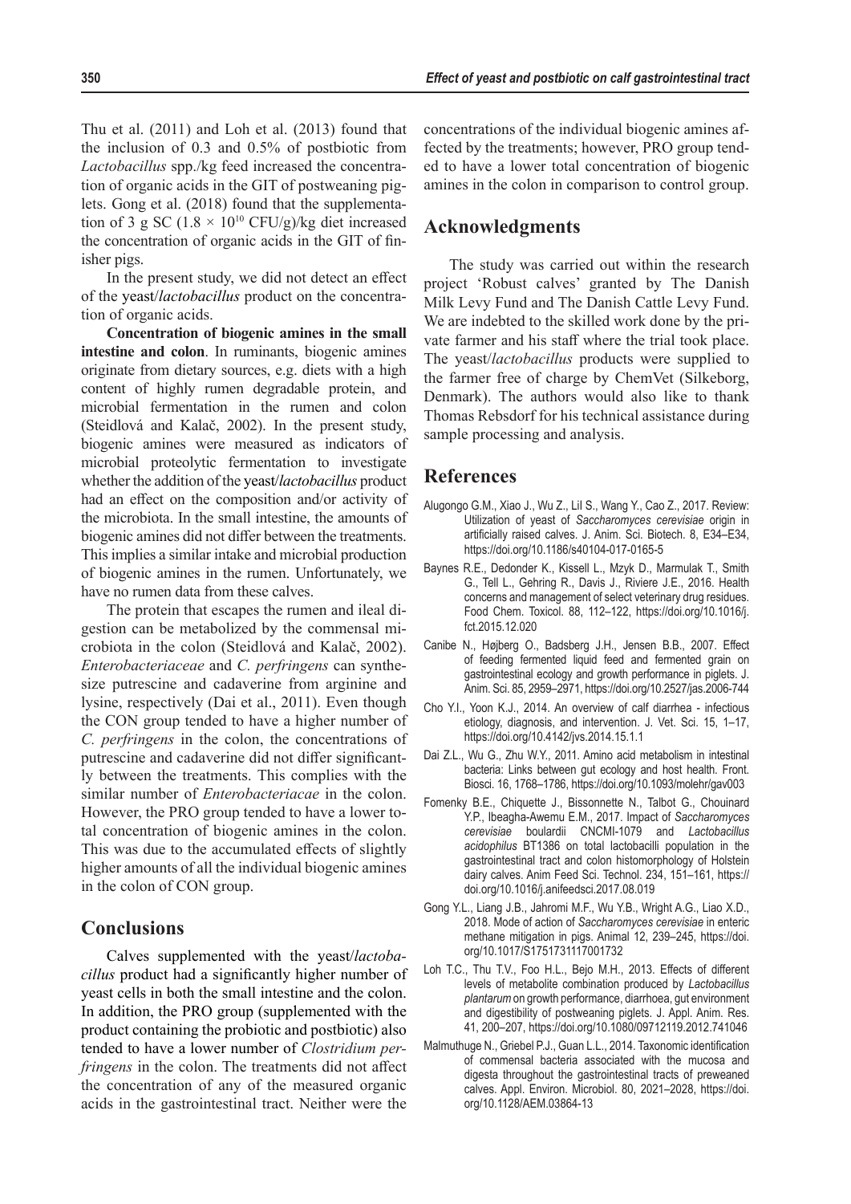Thu et al. (2011) and Loh et al. (2013) found that the inclusion of 0.3 and 0.5% of postbiotic from *Lactobacillus* spp./kg feed increased the concentration of organic acids in the GIT of postweaning piglets. Gong et al. (2018) found that the supplementation of 3 g SC ($1.8 \times 10^{10}$ CFU/g)/kg diet increased the concentration of organic acids in the GIT of finisher pigs.

In the present study, we did not detect an effect of the yeast/*lactobacillus* product on the concentration of organic acids.

**Concentration of biogenic amines in the small intestine and colon**. In ruminants, biogenic amines originate from dietary sources, e.g. diets with a high content of highly rumen degradable protein, and microbial fermentation in the rumen and colon (Steidlová and Kalač, 2002). In the present study, biogenic amines were measured as indicators of microbial proteolytic fermentation to investigate whether the addition of the yeast/*lactobacillus* product had an effect on the composition and/or activity of the microbiota. In the small intestine, the amounts of biogenic amines did not differ between the treatments. This implies a similar intake and microbial production of biogenic amines in the rumen. Unfortunately, we have no rumen data from these calves.

The protein that escapes the rumen and ileal digestion can be metabolized by the commensal microbiota in the colon (Steidlová and Kalač, 2002). *Enterobacteriaceae* and *C. perfringens* can synthesize putrescine and cadaverine from arginine and lysine, respectively (Dai et al., 2011). Even though the CON group tended to have a higher number of *C. perfringens* in the colon, the concentrations of putrescine and cadaverine did not differ significantly between the treatments. This complies with the similar number of *Enterobacteriacae* in the colon. However, the PRO group tended to have a lower total concentration of biogenic amines in the colon. This was due to the accumulated effects of slightly higher amounts of all the individual biogenic amines in the colon of CON group.

## Conclusions

Calves supplemented with the yeast/*lactobacillus* product had a significantly higher number of yeast cells in both the small intestine and the colon. In addition, the PRO group (supplemented with the product containing the probiotic and postbiotic) also tended to have a lower number of *Clostridium perfringens* in the colon. The treatments did not affect the concentration of any of the measured organic acids in the gastrointestinal tract. Neither were the concentrations of the individual biogenic amines affected by the treatments; however, PRO group tended to have a lower total concentration of biogenic amines in the colon in comparison to control group.

## Acknowledgments

The study was carried out within the research project 'Robust calves' granted by The Danish Milk Levy Fund and The Danish Cattle Levy Fund. We are indebted to the skilled work done by the private farmer and his staff where the trial took place. The yeast/*lactobacillus* products were supplied to the farmer free of charge by ChemVet (Silkeborg, Denmark). The authors would also like to thank Thomas Rebsdorf for his technical assistance during sample processing and analysis.

## References

Alugongo G.M., Xiao J., Wu Z., Lil S., Wang Y., Cao Z., 2017. Review: Utilization of yeast of *Saccharomyces cerevisiae* origin in artificially raised calves. J. Anim. Sci. Biotech. 8, E34–E34, https://doi.org/10.1186/s40104-017-0165-5

Baynes R.E., Dedonder K., Kissell L., Mzyk D., Marmulak T., Smith G., Tell L., Gehring R., Davis J., Riviere J.E., 2016. Health concerns and management of select veterinary drug residues. Food Chem. Toxicol. 88, 112–122, https://doi.org/10.1016/j.fct.2015.12.020

Canibe N., Højberg O., Badsberg J.H., Jensen B.B., 2007. Effect of feeding fermented liquid feed and fermented grain on gastrointestinal ecology and growth performance in piglets. J. Anim. Sci. 85, 2959–2971, https://doi.org/10.2527/jas.2006-744

Cho Y.I., Yoon K.J., 2014. An overview of calf diarrhea - infectious etiology, diagnosis, and intervention. J. Vet. Sci. 15, 1–17, https://doi.org/10.4142/jvs.2014.15.1.1

Dai Z.L., Wu G., Zhu W.Y., 2011. Amino acid metabolism in intestinal bacteria: Links between gut ecology and host health. Front. Biosci. 16, 1768–1786, https://doi.org/10.1093/molehr/gav003

Fomenky B.E., Chiquette J., Bissonnette N., Talbot G., Chouinard Y.P., Ibeagha-Awemu E.M., 2017. Impact of *Saccharomyces cerevisiae* boulardii CNCMI-1079 and *Lactobacillus acidophilus* BT1386 on total lactobacilli population in the gastrointestinal tract and colon histomorphology of Holstein dairy calves. Anim Feed Sci. Technol. 234, 151–161, https://doi.org/10.1016/j.anifeedsci.2017.08.019

Gong Y.L., Liang J.B., Jahromi M.F., Wu Y.B., Wright A.G., Liao X.D., 2018. Mode of action of *Saccharomyces cerevisiae* in enteric methane mitigation in pigs. Animal 12, 239–245, https://doi.org/10.1017/S1751731117001732

Loh T.C., Thu T.V., Foo H.L., Bejo M.H., 2013. Effects of different levels of metabolite combination produced by *Lactobacillus plantarum* on growth performance, diarrhoea, gut environment and digestibility of postweaning piglets. J. Appl. Anim. Res. 41, 200–207, https://doi.org/10.1080/09712119.2012.741046

Malmuthuge N., Griebel P.J., Guan L.L., 2014. Taxonomic identification of commensal bacteria associated with the mucosa and digesta throughout the gastrointestinal tracts of preweaned calves. Appl. Environ. Microbiol. 80, 2021–2028, https://doi.org/10.1128/AEM.03864-13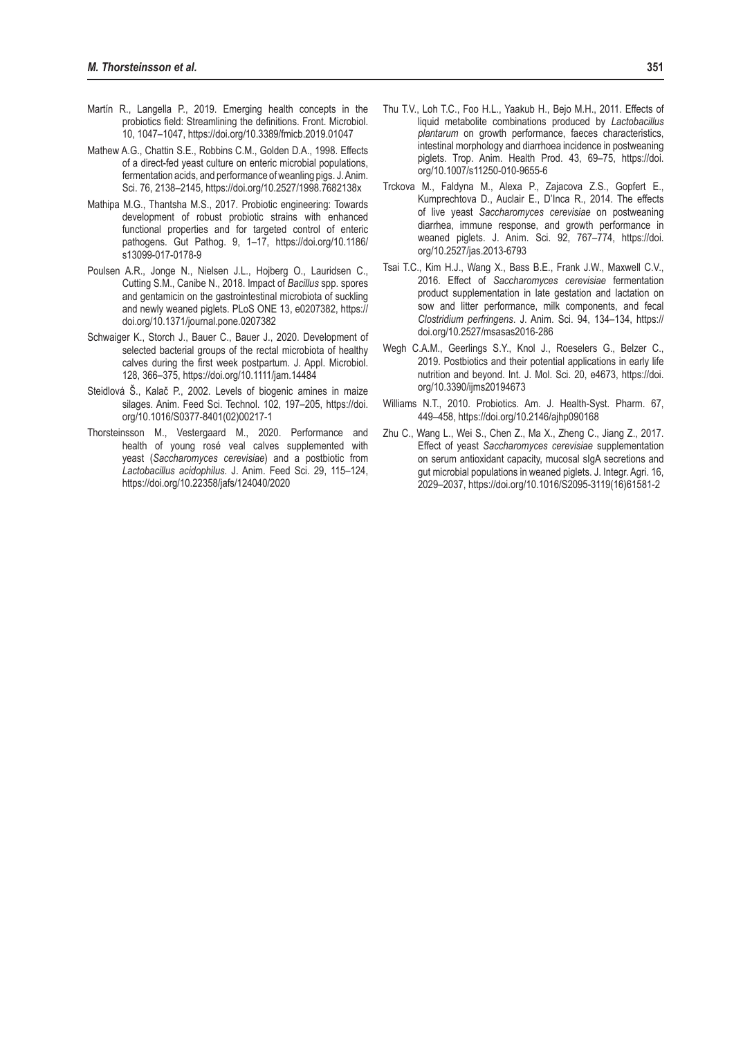Martín R., Langella P., 2019. Emerging health concepts in the probiotics field: Streamlining the definitions. Front. Microbiol. 10, 1047–1047, https://doi.org/10.3389/fmicb.2019.01047

Mathew A.G., Chattin S.E., Robbins C.M., Golden D.A., 1998. Effects of a direct-fed yeast culture on enteric microbial populations, fermentation acids, and performance of weanling pigs. J. Anim. Sci. 76, 2138–2145, https://doi.org/10.2527/1998.7682138x

Mathipa M.G., Thantsha M.S., 2017. Probiotic engineering: Towards development of robust probiotic strains with enhanced functional properties and for targeted control of enteric pathogens. Gut Pathog. 9, 1–17, https://doi.org/10.1186/s13099-017-0178-9

Poulsen A.R., Jonge N., Nielsen J.L., Hojberg O., Lauridsen C., Cutting S.M., Canibe N., 2018. Impact of *Bacillus* spp. spores and gentamicin on the gastrointestinal microbiota of suckling and newly weaned piglets. PLoS ONE 13, e0207382, https://doi.org/10.1371/journal.pone.0207382

Schwaiger K., Storch J., Bauer C., Bauer J., 2020. Development of selected bacterial groups of the rectal microbiota of healthy calves during the first week postpartum. J. Appl. Microbiol. 128, 366–375, https://doi.org/10.1111/jam.14484

Steidlová Š., Kalač P., 2002. Levels of biogenic amines in maize silages. Anim. Feed Sci. Technol. 102, 197–205, https://doi.org/10.1016/S0377-8401(02)00217-1

Thorsteinsson M., Vestergaard M., 2020. Performance and health of young rosé veal calves supplemented with yeast (*Saccharomyces cerevisiae*) and a postbiotic from *Lactobacillus acidophilus*. J. Anim. Feed Sci. 29, 115–124, https://doi.org/10.22358/jafs/124040/2020

Thu T.V., Loh T.C., Foo H.L., Yaakub H., Bejo M.H., 2011. Effects of liquid metabolite combinations produced by *Lactobacillus plantarum* on growth performance, faeces characteristics, intestinal morphology and diarrhoea incidence in postweaning piglets. Trop. Anim. Health Prod. 43, 69–75, https://doi.org/10.1007/s11250-010-9655-6

Trckova M., Faldyna M., Alexa P., Zajacova Z.S., Gopfert E., Kumprechtova D., Auclair E., D'Inca R., 2014. The effects of live yeast *Saccharomyces cerevisiae* on postweaning diarrhea, immune response, and growth performance in weaned piglets. J. Anim. Sci. 92, 767–774, https://doi.org/10.2527/jas.2013-6793

Tsai T.C., Kim H.J., Wang X., Bass B.E., Frank J.W., Maxwell C.V., 2016. Effect of *Saccharomyces cerevisiae* fermentation product supplementation in late gestation and lactation on sow and litter performance, milk components, and fecal *Clostridium perfringens*. J. Anim. Sci. 94, 134–134, https://doi.org/10.2527/msasas2016-286

Wegh C.A.M., Geerlings S.Y., Knol J., Roeselers G., Belzer C., 2019. Postbiotics and their potential applications in early life nutrition and beyond. Int. J. Mol. Sci. 20, e4673, https://doi.org/10.3390/ijms20194673

Williams N.T., 2010. Probiotics. Am. J. Health-Syst. Pharm. 67, 449–458, https://doi.org/10.2146/ajhp090168

Zhu C., Wang L., Wei S., Chen Z., Ma X., Zheng C., Jiang Z., 2017. Effect of yeast *Saccharomyces cerevisiae* supplementation on serum antioxidant capacity, mucosal sIgA secretions and gut microbial populations in weaned piglets. J. Integr. Agri. 16, 2029–2037, https://doi.org/10.1016/S2095-3119(16)61581-2